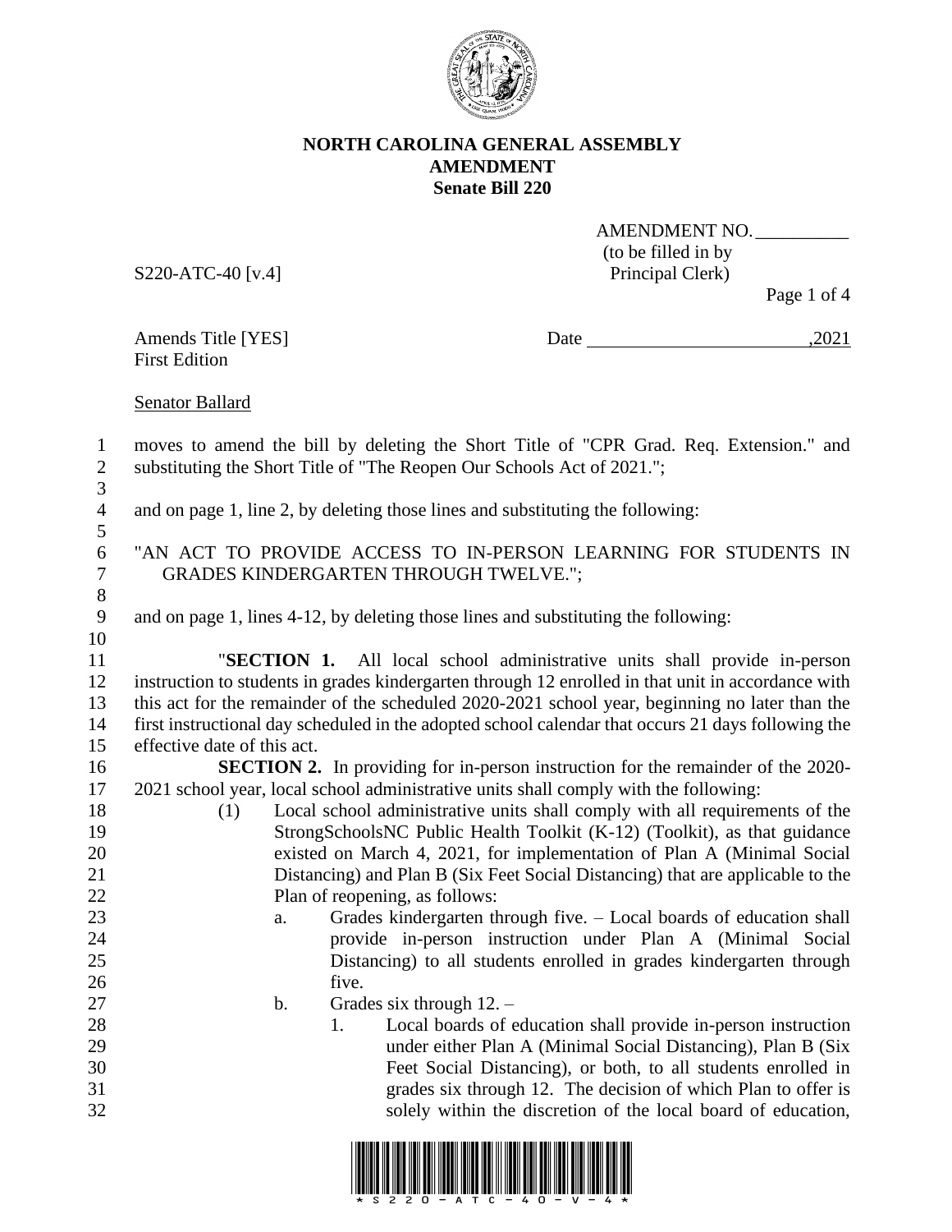**NORTH CAROLINA GENERAL ASSEMBLY**
**AMENDMENT**
**Senate Bill 220**

AMENDMENT NO. __________
(to be filled in by Principal Clerk)

S220-ATC-40 [v.4]

Amends Title [YES]
First Edition

Date ________________________,2021

Senator Ballard

moves to amend the bill by deleting the Short Title of "CPR Grad. Req. Extension." and substituting the Short Title of "The Reopen Our Schools Act of 2021.";

and on page 1, line 2, by deleting those lines and substituting the following:

"AN ACT TO PROVIDE ACCESS TO IN-PERSON LEARNING FOR STUDENTS IN GRADES KINDERGARTEN THROUGH TWELVE.";

and on page 1, lines 4-12, by deleting those lines and substituting the following:

"**SECTION 1.** All local school administrative units shall provide in-person instruction to students in grades kindergarten through 12 enrolled in that unit in accordance with this act for the remainder of the scheduled 2020-2021 school year, beginning no later than the first instructional day scheduled in the adopted school calendar that occurs 21 days following the effective date of this act.

**SECTION 2.** In providing for in-person instruction for the remainder of the 2020-2021 school year, local school administrative units shall comply with the following:

(1) Local school administrative units shall comply with all requirements of the StrongSchoolsNC Public Health Toolkit (K-12) (Toolkit), as that guidance existed on March 4, 2021, for implementation of Plan A (Minimal Social Distancing) and Plan B (Six Feet Social Distancing) that are applicable to the Plan of reopening, as follows:

a. Grades kindergarten through five. – Local boards of education shall provide in-person instruction under Plan A (Minimal Social Distancing) to all students enrolled in grades kindergarten through five.

b. Grades six through 12. –

1. Local boards of education shall provide in-person instruction under either Plan A (Minimal Social Distancing), Plan B (Six Feet Social Distancing), or both, to all students enrolled in grades six through 12. The decision of which Plan to offer is solely within the discretion of the local board of education,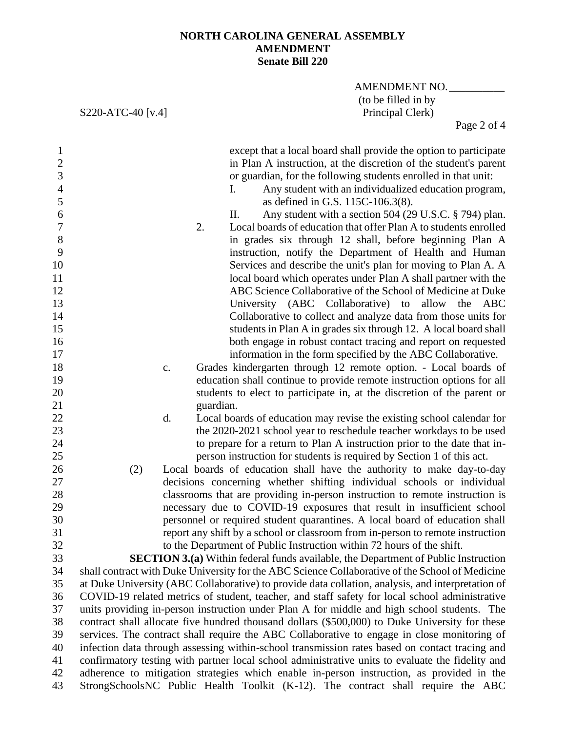except that a local board shall provide the option to participate in Plan A instruction, at the discretion of the student's parent or guardian, for the following students enrolled in that unit:

I. Any student with an individualized education program, as defined in G.S. 115C-106.3(8).

II. Any student with a section 504 (29 U.S.C. § 794) plan.

2. Local boards of education that offer Plan A to students enrolled in grades six through 12 shall, before beginning Plan A instruction, notify the Department of Health and Human Services and describe the unit's plan for moving to Plan A. A local board which operates under Plan A shall partner with the ABC Science Collaborative of the School of Medicine at Duke University (ABC Collaborative) to allow the ABC Collaborative to collect and analyze data from those units for students in Plan A in grades six through 12. A local board shall both engage in robust contact tracing and report on requested information in the form specified by the ABC Collaborative.

c. Grades kindergarten through 12 remote option. - Local boards of education shall continue to provide remote instruction options for all students to elect to participate in, at the discretion of the parent or guardian.

d. Local boards of education may revise the existing school calendar for the 2020-2021 school year to reschedule teacher workdays to be used to prepare for a return to Plan A instruction prior to the date that in-person instruction for students is required by Section 1 of this act.

(2) Local boards of education shall have the authority to make day-to-day decisions concerning whether shifting individual schools or individual classrooms that are providing in-person instruction to remote instruction is necessary due to COVID-19 exposures that result in insufficient school personnel or required student quarantines. A local board of education shall report any shift by a school or classroom from in-person to remote instruction to the Department of Public Instruction within 72 hours of the shift.

**SECTION 3.(a)** Within federal funds available, the Department of Public Instruction shall contract with Duke University for the ABC Science Collaborative of the School of Medicine at Duke University (ABC Collaborative) to provide data collation, analysis, and interpretation of COVID-19 related metrics of student, teacher, and staff safety for local school administrative units providing in-person instruction under Plan A for middle and high school students. The contract shall allocate five hundred thousand dollars ($500,000) to Duke University for these services. The contract shall require the ABC Collaborative to engage in close monitoring of infection data through assessing within-school transmission rates based on contact tracing and confirmatory testing with partner local school administrative units to evaluate the fidelity and adherence to mitigation strategies which enable in-person instruction, as provided in the StrongSchoolsNC Public Health Toolkit (K-12). The contract shall require the ABC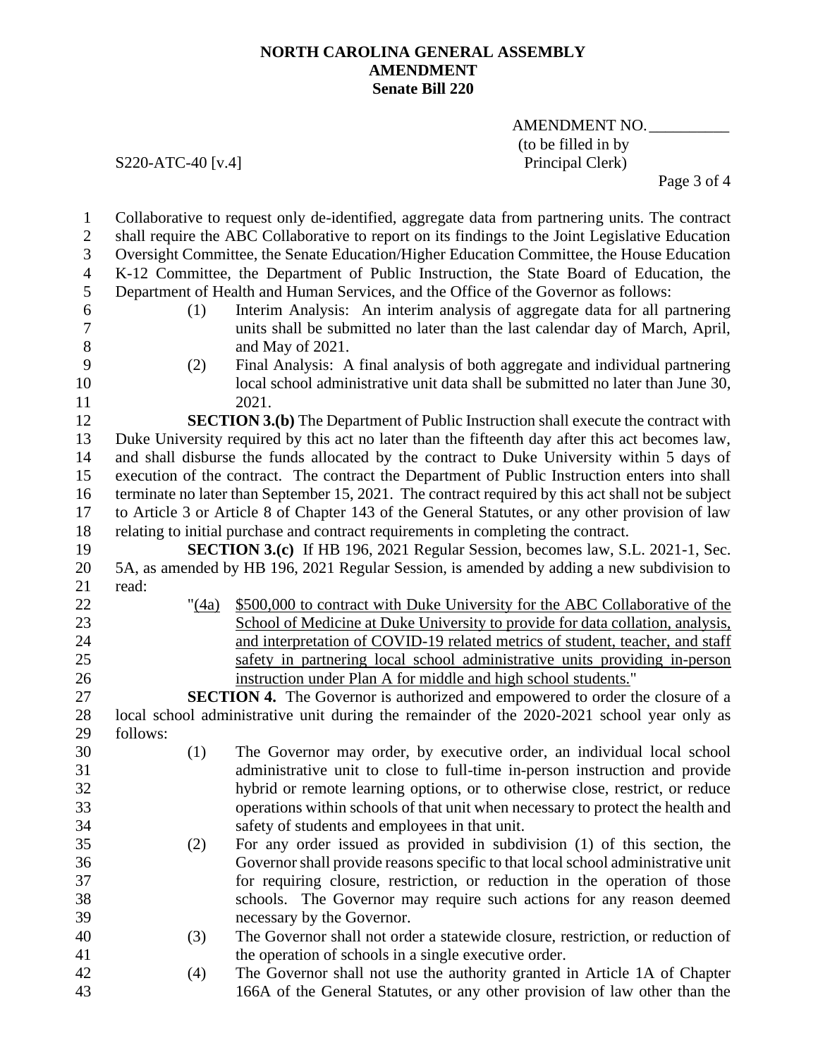Collaborative to request only de-identified, aggregate data from partnering units. The contract shall require the ABC Collaborative to report on its findings to the Joint Legislative Education Oversight Committee, the Senate Education/Higher Education Committee, the House Education K-12 Committee, the Department of Public Instruction, the State Board of Education, the Department of Health and Human Services, and the Office of the Governor as follows:

(1) Interim Analysis: An interim analysis of aggregate data for all partnering units shall be submitted no later than the last calendar day of March, April, and May of 2021.

(2) Final Analysis: A final analysis of both aggregate and individual partnering local school administrative unit data shall be submitted no later than June 30, 2021.

**SECTION 3.(b)** The Department of Public Instruction shall execute the contract with Duke University required by this act no later than the fifteenth day after this act becomes law, and shall disburse the funds allocated by the contract to Duke University within 5 days of execution of the contract. The contract the Department of Public Instruction enters into shall terminate no later than September 15, 2021. The contract required by this act shall not be subject to Article 3 or Article 8 of Chapter 143 of the General Statutes, or any other provision of law relating to initial purchase and contract requirements in completing the contract.

**SECTION 3.(c)** If HB 196, 2021 Regular Session, becomes law, S.L. 2021-1, Sec. 5A, as amended by HB 196, 2021 Regular Session, is amended by adding a new subdivision to read:

"<u>(4a)</u> <u>$500,000 to contract with Duke University for the ABC Collaborative of the School of Medicine at Duke University to provide for data collation, analysis, and interpretation of COVID-19 related metrics of student, teacher, and staff safety in partnering local school administrative units providing in-person instruction under Plan A for middle and high school students.</u>"

**SECTION 4.** The Governor is authorized and empowered to order the closure of a local school administrative unit during the remainder of the 2020-2021 school year only as follows:

(1) The Governor may order, by executive order, an individual local school administrative unit to close to full-time in-person instruction and provide hybrid or remote learning options, or to otherwise close, restrict, or reduce operations within schools of that unit when necessary to protect the health and safety of students and employees in that unit.

(2) For any order issued as provided in subdivision (1) of this section, the Governor shall provide reasons specific to that local school administrative unit for requiring closure, restriction, or reduction in the operation of those schools. The Governor may require such actions for any reason deemed necessary by the Governor.

(3) The Governor shall not order a statewide closure, restriction, or reduction of the operation of schools in a single executive order.

(4) The Governor shall not use the authority granted in Article 1A of Chapter 166A of the General Statutes, or any other provision of law other than the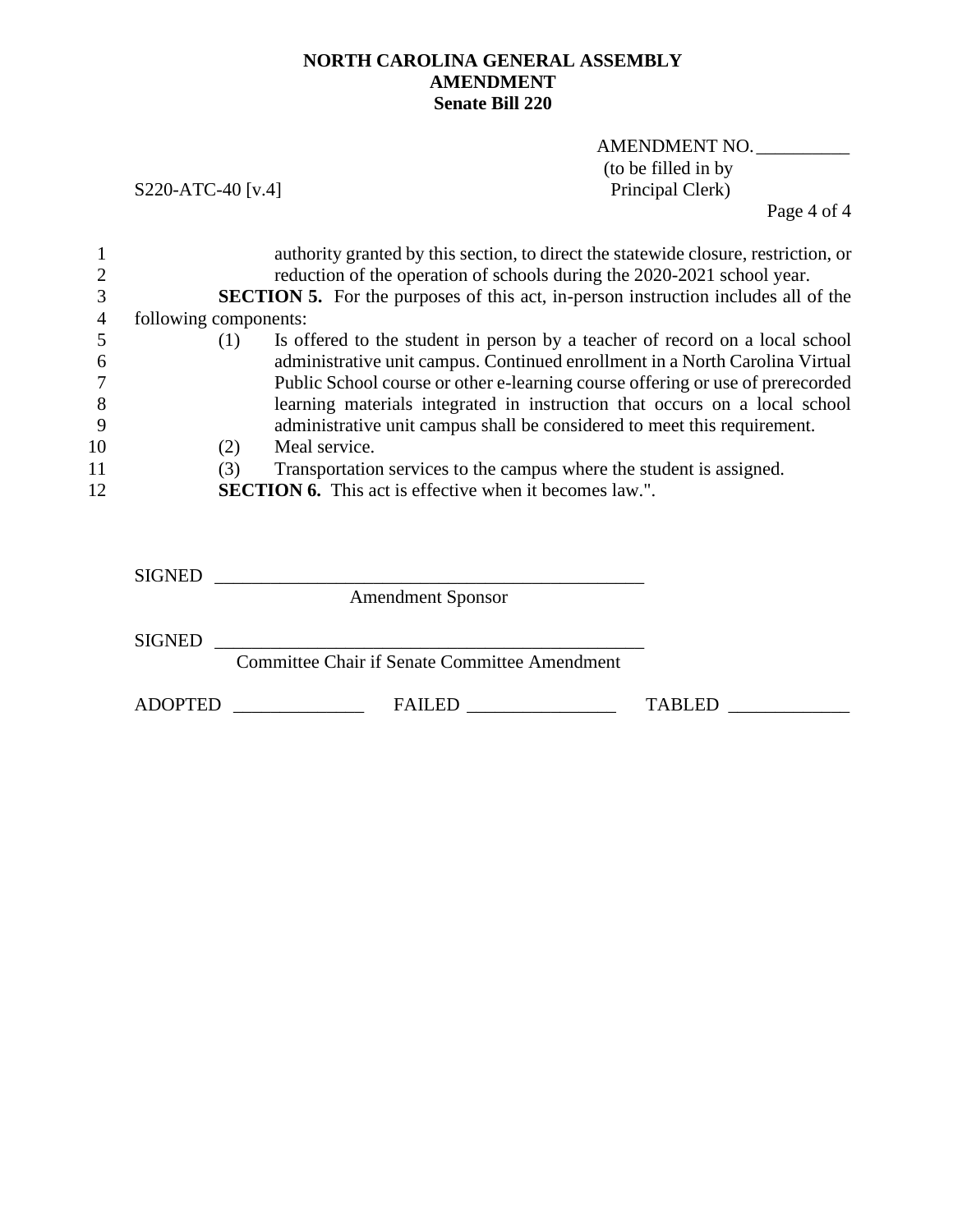**NORTH CAROLINA GENERAL ASSEMBLY**
**AMENDMENT**
**Senate Bill 220**

AMENDMENT NO. __________
(to be filled in by Principal Clerk)

S220-ATC-40 [v.4]

authority granted by this section, to direct the statewide closure, restriction, or reduction of the operation of schools during the 2020-2021 school year.

**SECTION 5.** For the purposes of this act, in-person instruction includes all of the following components:

(1) Is offered to the student in person by a teacher of record on a local school administrative unit campus. Continued enrollment in a North Carolina Virtual Public School course or other e-learning course offering or use of prerecorded learning materials integrated in instruction that occurs on a local school administrative unit campus shall be considered to meet this requirement.

(2) Meal service.

(3) Transportation services to the campus where the student is assigned.

**SECTION 6.** This act is effective when it becomes law.".

SIGNED ______________________________________________
Amendment Sponsor

SIGNED ______________________________________________
Committee Chair if Senate Committee Amendment

ADOPTED ______________ FAILED ________________ TABLED _____________